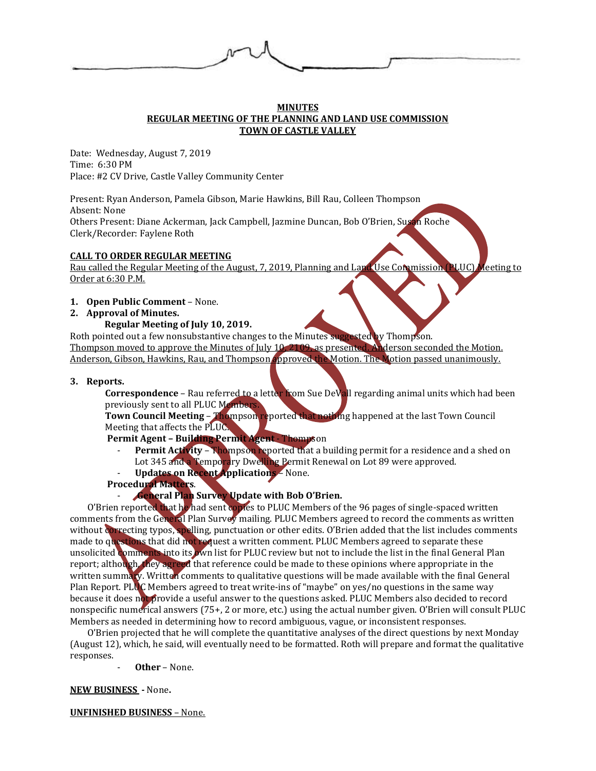**MINUTES**
**REGULAR MEETING OF THE PLANNING AND LAND USE COMMISSION**
**TOWN OF CASTLE VALLEY**

Date: Wednesday, August 7, 2019
Time: 6:30 PM
Place: #2 CV Drive, Castle Valley Community Center

Present: Ryan Anderson, Pamela Gibson, Marie Hawkins, Bill Rau, Colleen Thompson
Absent: None
Others Present: Diane Ackerman, Jack Campbell, Jazmine Duncan, Bob O'Brien, Susan Roche
Clerk/Recorder: Faylene Roth

**CALL TO ORDER REGULAR MEETING**

Rau called the Regular Meeting of the August, 7, 2019, Planning and Land Use Commission (PLUC) Meeting to Order at 6:30 P.M.

1. **Open Public Comment** – None.
2. **Approval of Minutes.**
   **Regular Meeting of July 10, 2019.**

Roth pointed out a few nonsubstantive changes to the Minutes suggested by Thompson.
Thompson moved to approve the Minutes of July 10, 2109, as presented. Anderson seconded the Motion. Anderson, Gibson, Hawkins, Rau, and Thompson approved the Motion. The Motion passed unanimously.

3. **Reports.**

   **Correspondence** – Rau referred to a letter from Sue DeVall regarding animal units which had been previously sent to all PLUC Members.

   **Town Council Meeting** – Thompson reported that nothing happened at the last Town Council Meeting that affects the PLUC.

   **Permit Agent – Building Permit Agent -** Thompson

   - **Permit Activity** – Thompson reported that a building permit for a residence and a shed on Lot 345 and a Temporary Dwelling Permit Renewal on Lot 89 were approved.
   - **Updates on Recent Applications** – None.

   **Procedural Matters**.

   - **General Plan Survey Update with Bob O'Brien.**

O'Brien reported that he had sent copies to PLUC Members of the 96 pages of single-spaced written comments from the General Plan Survey mailing. PLUC Members agreed to record the comments as written without correcting typos, spelling, punctuation or other edits. O'Brien added that the list includes comments made to questions that did not request a written comment. PLUC Members agreed to separate these unsolicited comments into its own list for PLUC review but not to include the list in the final General Plan report; although, they agreed that reference could be made to these opinions where appropriate in the written summary. Written comments to qualitative questions will be made available with the final General Plan Report. PLUC Members agreed to treat write-ins of "maybe" on yes/no questions in the same way because it does not provide a useful answer to the questions asked. PLUC Members also decided to record nonspecific numerical answers (75+, 2 or more, etc.) using the actual number given. O'Brien will consult PLUC Members as needed in determining how to record ambiguous, vague, or inconsistent responses.

O'Brien projected that he will complete the quantitative analyses of the direct questions by next Monday (August 12), which, he said, will eventually need to be formatted. Roth will prepare and format the qualitative responses.

   - **Other** – None.

**NEW BUSINESS -** None**.**

**UNFINISHED BUSINESS** – None.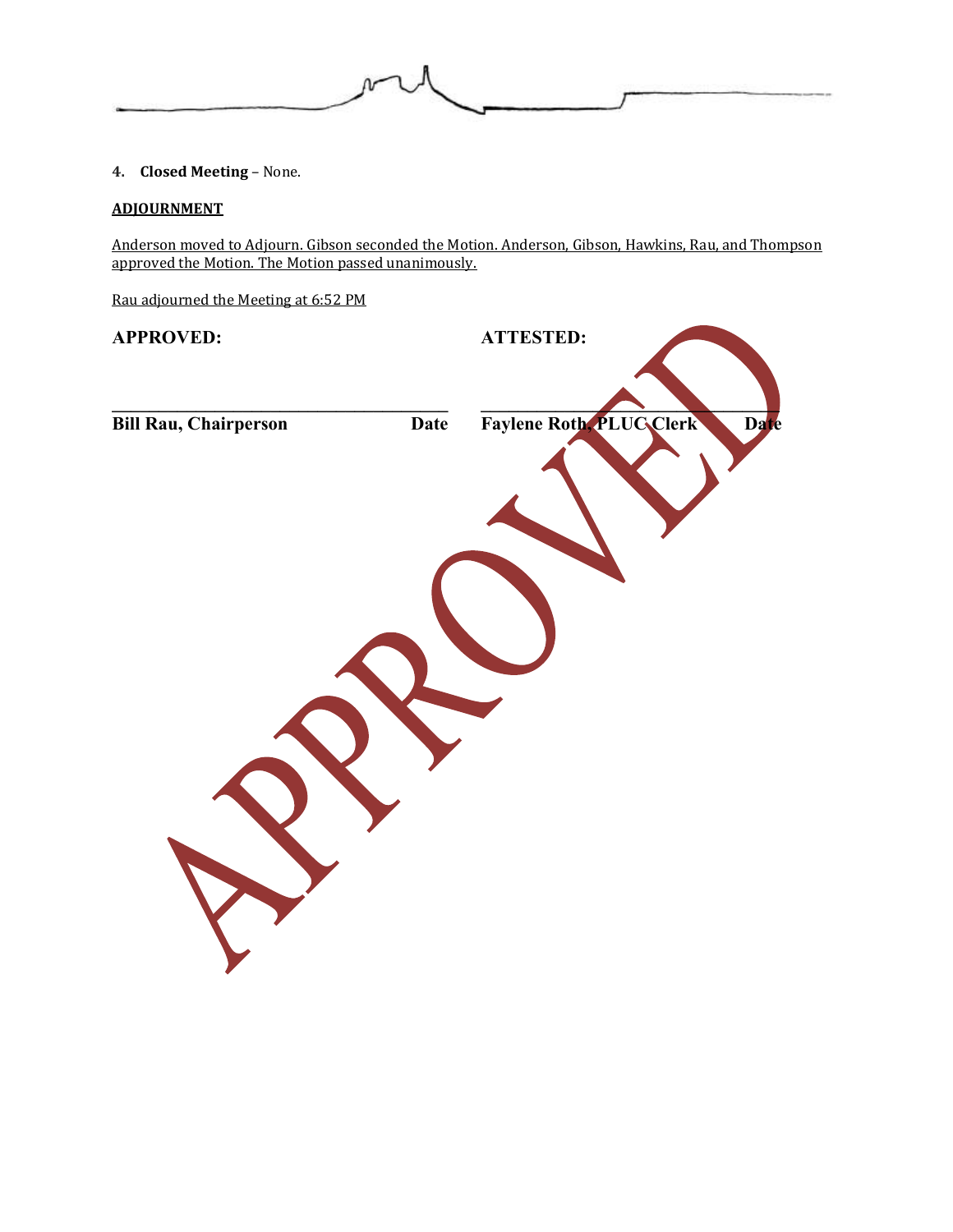**4. Closed Meeting** – None.

**ADJOURNMENT**

Anderson moved to Adjourn. Gibson seconded the Motion. Anderson, Gibson, Hawkins, Rau, and Thompson approved the Motion. The Motion passed unanimously.

Rau adjourned the Meeting at 6:52 PM

**APPROVED:**

_______________________________________

**Bill Rau, Chairperson** **Date**

**ATTESTED:**

_______________________________________

**Faylene Roth, PLUC Clerk** **Date**

APPROVED